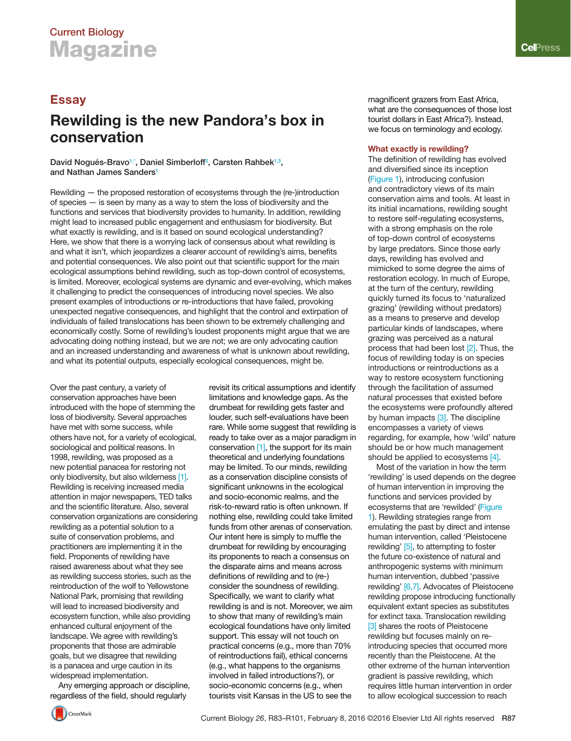# Essay

## Rewilding is the new Pandora's box in conservation

David Nogués-Bravo[1,*], Daniel Simberloff[2], Carsten Rahbek[1,3], and Nathan James Sanders[1]

Rewilding — the proposed restoration of ecosystems through the (re-)introduction of species — is seen by many as a way to stem the loss of biodiversity and the functions and services that biodiversity provides to humanity. In addition, rewilding might lead to increased public engagement and enthusiasm for biodiversity. But what exactly is rewilding, and is it based on sound ecological understanding? Here, we show that there is a worrying lack of consensus about what rewilding is and what it isn't, which jeopardizes a clearer account of rewilding's aims, benefits and potential consequences. We also point out that scientific support for the main ecological assumptions behind rewilding, such as top-down control of ecosystems, is limited. Moreover, ecological systems are dynamic and ever-evolving, which makes it challenging to predict the consequences of introducing novel species. We also present examples of introductions or re-introductions that have failed, provoking unexpected negative consequences, and highlight that the control and extirpation of individuals of failed translocations has been shown to be extremely challenging and economically costly. Some of rewilding's loudest proponents might argue that we are advocating doing nothing instead, but we are not; we are only advocating caution and an increased understanding and awareness of what is unknown about rewilding, and what its potential outputs, especially ecological consequences, might be.

Over the past century, a variety of conservation approaches have been introduced with the hope of stemming the loss of biodiversity. Several approaches have met with some success, while others have not, for a variety of ecological, sociological and political reasons. In 1998, rewilding, was proposed as a new potential panacea for restoring not only biodiversity, but also wilderness [1]. Rewilding is receiving increased media attention in major newspapers, TED talks and the scientific literature. Also, several conservation organizations are considering rewilding as a potential solution to a suite of conservation problems, and practitioners are implementing it in the field. Proponents of rewilding have raised awareness about what they see as rewilding success stories, such as the reintroduction of the wolf to Yellowstone National Park, promising that rewilding will lead to increased biodiversity and ecosystem function, while also providing enhanced cultural enjoyment of the landscape. We agree with rewilding's proponents that those are admirable goals, but we disagree that rewilding is a panacea and urge caution in its widespread implementation.

Any emerging approach or discipline, regardless of the field, should regularly revisit its critical assumptions and identify limitations and knowledge gaps. As the drumbeat for rewilding gets faster and louder, such self-evaluations have been rare. While some suggest that rewilding is ready to take over as a major paradigm in conservation [1], the support for its main theoretical and underlying foundations may be limited. To our minds, rewilding as a conservation discipline consists of significant unknowns in the ecological and socio-economic realms, and the risk-to-reward ratio is often unknown. If nothing else, rewilding could take limited funds from other arenas of conservation. Our intent here is simply to muffle the drumbeat for rewilding by encouraging its proponents to reach a consensus on the disparate aims and means across definitions of rewilding and to (re-)consider the soundness of rewilding. Specifically, we want to clarify what rewilding is and is not. Moreover, we aim to show that many of rewilding's main ecological foundations have only limited support. This essay will not touch on practical concerns (e.g., more than 70% of reintroductions fail), ethical concerns (e.g., what happens to the organisms involved in failed introductions?), or socio-economic concerns (e.g., when tourists visit Kansas in the US to see the magnificent grazers from East Africa, what are the consequences of those lost tourist dollars in East Africa?). Instead, we focus on terminology and ecology.

### What exactly is rewilding?

The definition of rewilding has evolved and diversified since its inception (Figure 1), introducing confusion and contradictory views of its main conservation aims and tools. At least in its initial incarnations, rewilding sought to restore self-regulating ecosystems, with a strong emphasis on the role of top-down control of ecosystems by large predators. Since those early days, rewilding has evolved and mimicked to some degree the aims of restoration ecology. In much of Europe, at the turn of the century, rewilding quickly turned its focus to 'naturalized grazing' (rewilding without predators) as a means to preserve and develop particular kinds of landscapes, where grazing was perceived as a natural process that had been lost [2]. Thus, the focus of rewilding today is on species introductions or reintroductions as a way to restore ecosystem functioning through the facilitation of assumed natural processes that existed before the ecosystems were profoundly altered by human impacts [3]. The discipline encompasses a variety of views regarding, for example, how 'wild' nature should be or how much management should be applied to ecosystems [4].

Most of the variation in how the term 'rewilding' is used depends on the degree of human intervention in improving the functions and services provided by ecosystems that are 'rewilded' (Figure 1). Rewilding strategies range from emulating the past by direct and intense human intervention, called 'Pleistocene rewilding' [5], to attempting to foster the future co-existence of natural and anthropogenic systems with minimum human intervention, dubbed 'passive rewilding' [6,7]. Advocates of Pleistocene rewilding propose introducing functionally equivalent extant species as substitutes for extinct taxa. Translocation rewilding [3] shares the roots of Pleistocene rewilding but focuses mainly on re-introducing species that occurred more recently than the Pleistocene. At the other extreme of the human intervention gradient is passive rewilding, which requires little human intervention in order to allow ecological succession to reach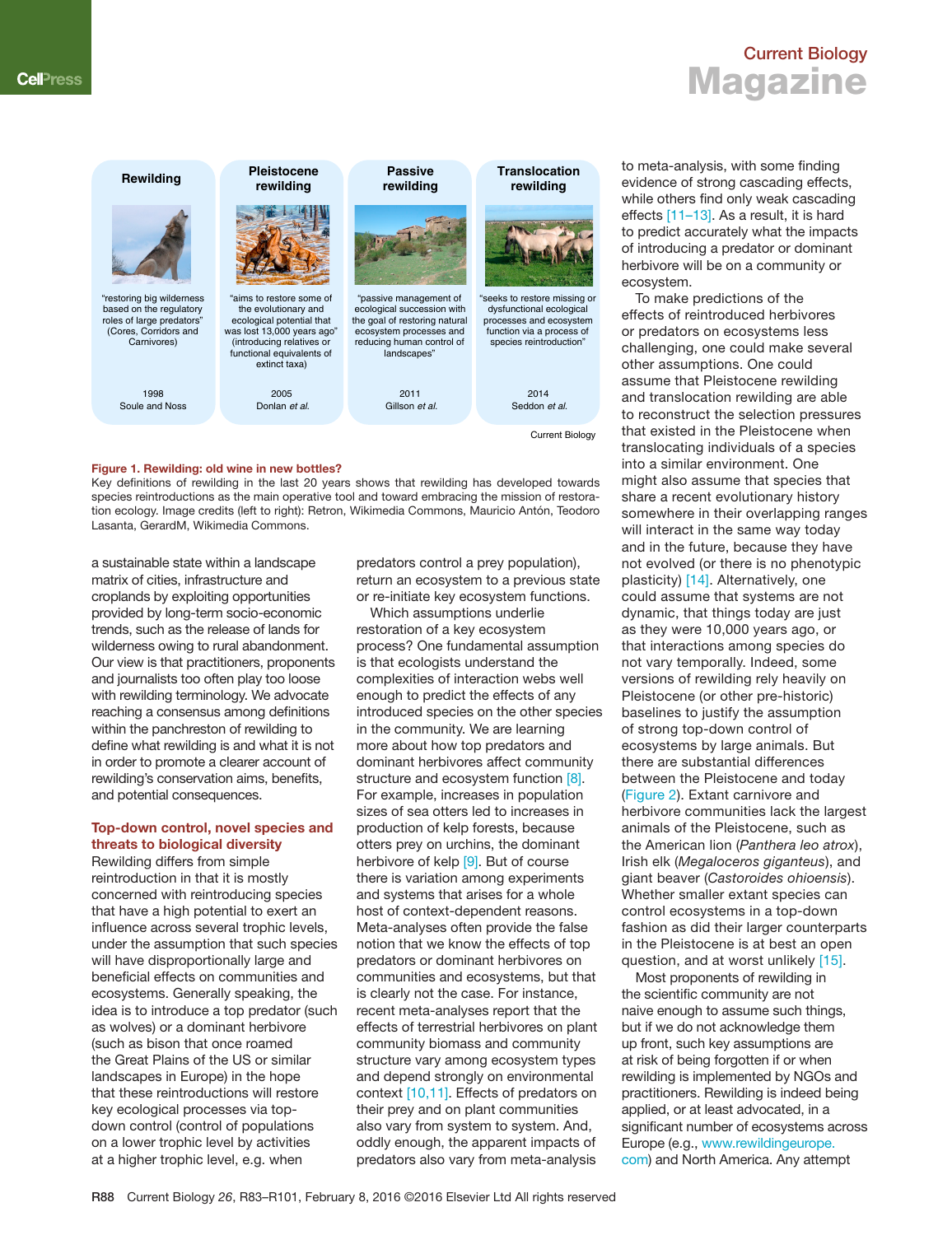Rewilding

"restoring big wilderness based on the regulatory roles of large predators" (Cores, Corridors and Carnivores)

1998
Soule and Noss

Pleistocene rewilding

"aims to restore some of the evolutionary and ecological potential that was lost 13,000 years ago" (introducing relatives or functional equivalents of extinct taxa)

2005
Donlan *et al.*

Passive rewilding

"passive management of ecological succession with the goal of restoring natural ecosystem processes and reducing human control of landscapes"

2011
Gillson *et al.*

Translocation rewilding

"seeks to restore missing or dysfunctional ecological processes and ecosystem function via a process of species reintroduction"

2014
Seddon *et al.*

Current Biology

**Figure 1. Rewilding: old wine in new bottles?**
Key definitions of rewilding in the last 20 years shows that rewilding has developed towards species reintroductions as the main operative tool and toward embracing the mission of restoration ecology. Image credits (left to right): Retron, Wikimedia Commons, Mauricio Antón, Teodoro Lasanta, GerardM, Wikimedia Commons.

a sustainable state within a landscape matrix of cities, infrastructure and croplands by exploiting opportunities provided by long-term socio-economic trends, such as the release of lands for wilderness owing to rural abandonment. Our view is that practitioners, proponents and journalists too often play too loose with rewilding terminology. We advocate reaching a consensus among definitions within the panchreston of rewilding to define what rewilding is and what it is not in order to promote a clearer account of rewilding's conservation aims, benefits, and potential consequences.

## Top-down control, novel species and threats to biological diversity

Rewilding differs from simple reintroduction in that it is mostly concerned with reintroducing species that have a high potential to exert an influence across several trophic levels, under the assumption that such species will have disproportionally large and beneficial effects on communities and ecosystems. Generally speaking, the idea is to introduce a top predator (such as wolves) or a dominant herbivore (such as bison that once roamed the Great Plains of the US or similar landscapes in Europe) in the hope that these reintroductions will restore key ecological processes via top-down control (control of populations on a lower trophic level by activities at a higher trophic level, e.g. when predators control a prey population), return an ecosystem to a previous state or re-initiate key ecosystem functions.

Which assumptions underlie restoration of a key ecosystem process? One fundamental assumption is that ecologists understand the complexities of interaction webs well enough to predict the effects of any introduced species on the other species in the community. We are learning more about how top predators and dominant herbivores affect community structure and ecosystem function [8]. For example, increases in population sizes of sea otters led to increases in production of kelp forests, because otters prey on urchins, the dominant herbivore of kelp [9]. But of course there is variation among experiments and systems that arises for a whole host of context-dependent reasons. Meta-analyses often provide the false notion that we know the effects of top predators or dominant herbivores on communities and ecosystems, but that is clearly not the case. For instance, recent meta-analyses report that the effects of terrestrial herbivores on plant community biomass and community structure vary among ecosystem types and depend strongly on environmental context [10,11]. Effects of predators on their prey and on plant communities also vary from system to system. And, oddly enough, the apparent impacts of predators also vary from meta-analysis to meta-analysis, with some finding evidence of strong cascading effects, while others find only weak cascading effects [11–13]. As a result, it is hard to predict accurately what the impacts of introducing a predator or dominant herbivore will be on a community or ecosystem.

To make predictions of the effects of reintroduced herbivores or predators on ecosystems less challenging, one could make several other assumptions. One could assume that Pleistocene rewilding and translocation rewilding are able to reconstruct the selection pressures that existed in the Pleistocene when translocating individuals of a species into a similar environment. One might also assume that species that share a recent evolutionary history somewhere in their overlapping ranges will interact in the same way today and in the future, because they have not evolved (or there is no phenotypic plasticity) [14]. Alternatively, one could assume that systems are not dynamic, that things today are just as they were 10,000 years ago, or that interactions among species do not vary temporally. Indeed, some versions of rewilding rely heavily on Pleistocene (or other pre-historic) baselines to justify the assumption of strong top-down control of ecosystems by large animals. But there are substantial differences between the Pleistocene and today (Figure 2). Extant carnivore and herbivore communities lack the largest animals of the Pleistocene, such as the American lion (*Panthera leo atrox*), Irish elk (*Megaloceros giganteus*), and giant beaver (*Castoroides ohioensis*). Whether smaller extant species can control ecosystems in a top-down fashion as did their larger counterparts in the Pleistocene is at best an open question, and at worst unlikely [15].

Most proponents of rewilding in the scientific community are not naive enough to assume such things, but if we do not acknowledge them up front, such key assumptions are at risk of being forgotten if or when rewilding is implemented by NGOs and practitioners. Rewilding is indeed being applied, or at least advocated, in a significant number of ecosystems across Europe (e.g., www.rewildingeurope.com) and North America. Any attempt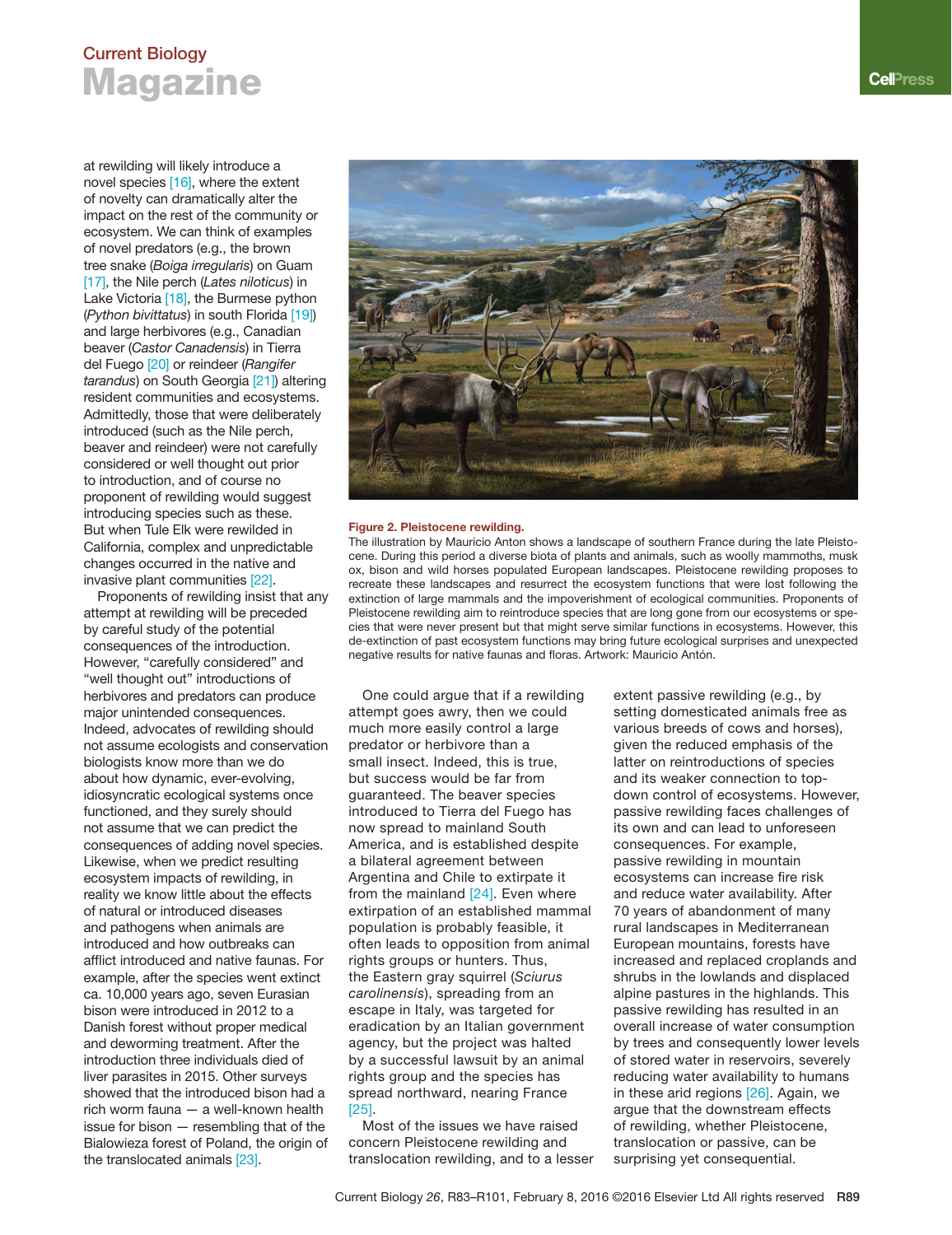at rewilding will likely introduce a novel species [16], where the extent of novelty can dramatically alter the impact on the rest of the community or ecosystem. We can think of examples of novel predators (e.g., the brown tree snake (*Boiga irregularis*) on Guam [17], the Nile perch (*Lates niloticus*) in Lake Victoria [18], the Burmese python (*Python bivittatus*) in south Florida [19]) and large herbivores (e.g., Canadian beaver (*Castor Canadensis*) in Tierra del Fuego [20] or reindeer (*Rangifer tarandus*) on South Georgia [21]) altering resident communities and ecosystems. Admittedly, those that were deliberately introduced (such as the Nile perch, beaver and reindeer) were not carefully considered or well thought out prior to introduction, and of course no proponent of rewilding would suggest introducing species such as these. But when Tule Elk were rewilded in California, complex and unpredictable changes occurred in the native and invasive plant communities [22].

Proponents of rewilding insist that any attempt at rewilding will be preceded by careful study of the potential consequences of the introduction. However, "carefully considered" and "well thought out" introductions of herbivores and predators can produce major unintended consequences. Indeed, advocates of rewilding should not assume ecologists and conservation biologists know more than we do about how dynamic, ever-evolving, idiosyncratic ecological systems once functioned, and they surely should not assume that we can predict the consequences of adding novel species. Likewise, when we predict resulting ecosystem impacts of rewilding, in reality we know little about the effects of natural or introduced diseases and pathogens when animals are introduced and how outbreaks can afflict introduced and native faunas. For example, after the species went extinct ca. 10,000 years ago, seven Eurasian bison were introduced in 2012 to a Danish forest without proper medical and deworming treatment. After the introduction three individuals died of liver parasites in 2015. Other surveys showed that the introduced bison had a rich worm fauna — a well-known health issue for bison — resembling that of the Bialowieza forest of Poland, the origin of the translocated animals [23].

**Figure 2. Pleistocene rewilding.**
The illustration by Mauricio Anton shows a landscape of southern France during the late Pleistocene. During this period a diverse biota of plants and animals, such as woolly mammoths, musk ox, bison and wild horses populated European landscapes. Pleistocene rewilding proposes to recreate these landscapes and resurrect the ecosystem functions that were lost following the extinction of large mammals and the impoverishment of ecological communities. Proponents of Pleistocene rewilding aim to reintroduce species that are long gone from our ecosystems or species that were never present but that might serve similar functions in ecosystems. However, this de-extinction of past ecosystem functions may bring future ecological surprises and unexpected negative results for native faunas and floras. Artwork: Mauricio Antón.

One could argue that if a rewilding attempt goes awry, then we could much more easily control a large predator or herbivore than a small insect. Indeed, this is true, but success would be far from guaranteed. The beaver species introduced to Tierra del Fuego has now spread to mainland South America, and is established despite a bilateral agreement between Argentina and Chile to extirpate it from the mainland [24]. Even where extirpation of an established mammal population is probably feasible, it often leads to opposition from animal rights groups or hunters. Thus, the Eastern gray squirrel (*Sciurus carolinensis*), spreading from an escape in Italy, was targeted for eradication by an Italian government agency, but the project was halted by a successful lawsuit by an animal rights group and the species has spread northward, nearing France [25].

Most of the issues we have raised concern Pleistocene rewilding and translocation rewilding, and to a lesser extent passive rewilding (e.g., by setting domesticated animals free as various breeds of cows and horses), given the reduced emphasis of the latter on reintroductions of species and its weaker connection to top-down control of ecosystems. However, passive rewilding faces challenges of its own and can lead to unforeseen consequences. For example, passive rewilding in mountain ecosystems can increase fire risk and reduce water availability. After 70 years of abandonment of many rural landscapes in Mediterranean European mountains, forests have increased and replaced croplands and shrubs in the lowlands and displaced alpine pastures in the highlands. This passive rewilding has resulted in an overall increase of water consumption by trees and consequently lower levels of stored water in reservoirs, severely reducing water availability to humans in these arid regions [26]. Again, we argue that the downstream effects of rewilding, whether Pleistocene, translocation or passive, can be surprising yet consequential.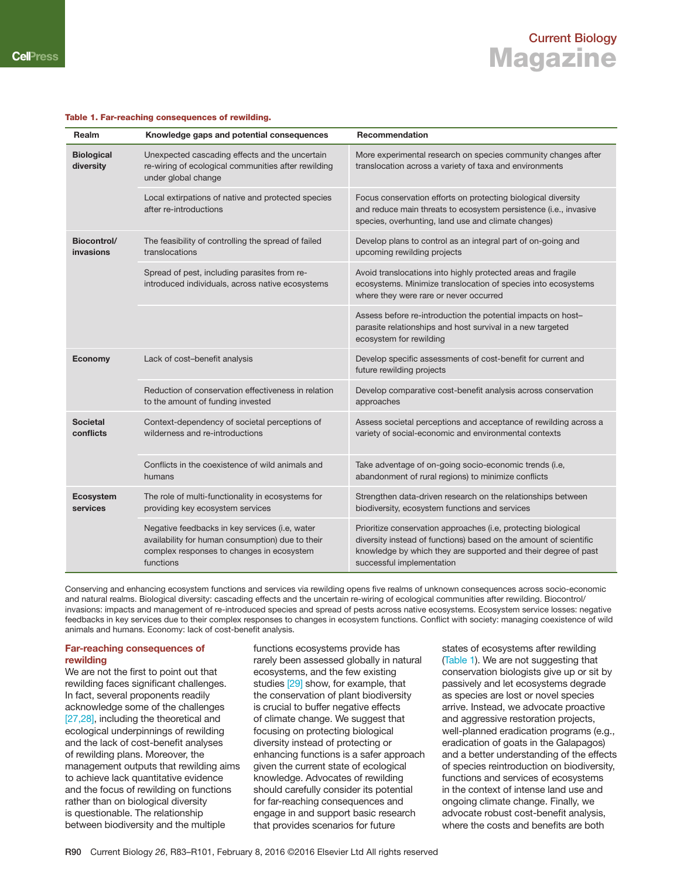**Table 1. Far-reaching consequences of rewilding.**

| Realm | Knowledge gaps and potential consequences | Recommendation |
| --- | --- | --- |
| **Biological diversity** | Unexpected cascading effects and the uncertain re-wiring of ecological communities after rewilding under global change | More experimental research on species community changes after translocation across a variety of taxa and environments |
| | Local extirpations of native and protected species after re-introductions | Focus conservation efforts on protecting biological diversity and reduce main threats to ecosystem persistence (i.e., invasive species, overhunting, land use and climate changes) |
| **Biocontrol/ invasions** | The feasibility of controlling the spread of failed translocations | Develop plans to control as an integral part of on-going and upcoming rewilding projects |
| | Spread of pest, including parasites from re-introduced individuals, across native ecosystems | Avoid translocations into highly protected areas and fragile ecosystems. Minimize translocation of species into ecosystems where they were rare or never occurred |
| | | Assess before re-introduction the potential impacts on host–parasite relationships and host survival in a new targeted ecosystem for rewilding |
| **Economy** | Lack of cost–benefit analysis | Develop specific assessments of cost-benefit for current and future rewilding projects |
| | Reduction of conservation effectiveness in relation to the amount of funding invested | Develop comparative cost-benefit analysis across conservation approaches |
| **Societal conflicts** | Context-dependency of societal perceptions of wilderness and re-introductions | Assess societal perceptions and acceptance of rewilding across a variety of social-economic and environmental contexts |
| | Conflicts in the coexistence of wild animals and humans | Take advantage of on-going socio-economic trends (i.e, abandonment of rural regions) to minimize conflicts |
| **Ecosystem services** | The role of multi-functionality in ecosystems for providing key ecosystem services | Strengthen data-driven research on the relationships between biodiversity, ecosystem functions and services |
| | Negative feedbacks in key services (i.e, water availability for human consumption) due to their complex responses to changes in ecosystem functions | Prioritize conservation approaches (i.e, protecting biological diversity instead of functions) based on the amount of scientific knowledge by which they are supported and their degree of past successful implementation |

Conserving and enhancing ecosystem functions and services via rewilding opens five realms of unknown consequences across socio-economic and natural realms. Biological diversity: cascading effects and the uncertain re-wiring of ecological communities after rewilding. Biocontrol/ invasions: impacts and management of re-introduced species and spread of pests across native ecosystems. Ecosystem service losses: negative feedbacks in key services due to their complex responses to changes in ecosystem functions. Conflict with society: managing coexistence of wild animals and humans. Economy: lack of cost-benefit analysis.

## Far-reaching consequences of rewilding

We are not the first to point out that rewilding faces significant challenges. In fact, several proponents readily acknowledge some of the challenges [27,28], including the theoretical and ecological underpinnings of rewilding and the lack of cost-benefit analyses of rewilding plans. Moreover, the management outputs that rewilding aims to achieve lack quantitative evidence and the focus of rewilding on functions rather than on biological diversity is questionable. The relationship between biodiversity and the multiple functions ecosystems provide has rarely been assessed globally in natural ecosystems, and the few existing studies [29] show, for example, that the conservation of plant biodiversity is crucial to buffer negative effects of climate change. We suggest that focusing on protecting biological diversity instead of protecting or enhancing functions is a safer approach given the current state of ecological knowledge. Advocates of rewilding should carefully consider its potential for far-reaching consequences and engage in and support basic research that provides scenarios for future states of ecosystems after rewilding (Table 1). We are not suggesting that conservation biologists give up or sit by passively and let ecosystems degrade as species are lost or novel species arrive. Instead, we advocate proactive and aggressive restoration projects, well-planned eradication programs (e.g., eradication of goats in the Galapagos) and a better understanding of the effects of species reintroduction on biodiversity, functions and services of ecosystems in the context of intense land use and ongoing climate change. Finally, we advocate robust cost-benefit analysis, where the costs and benefits are both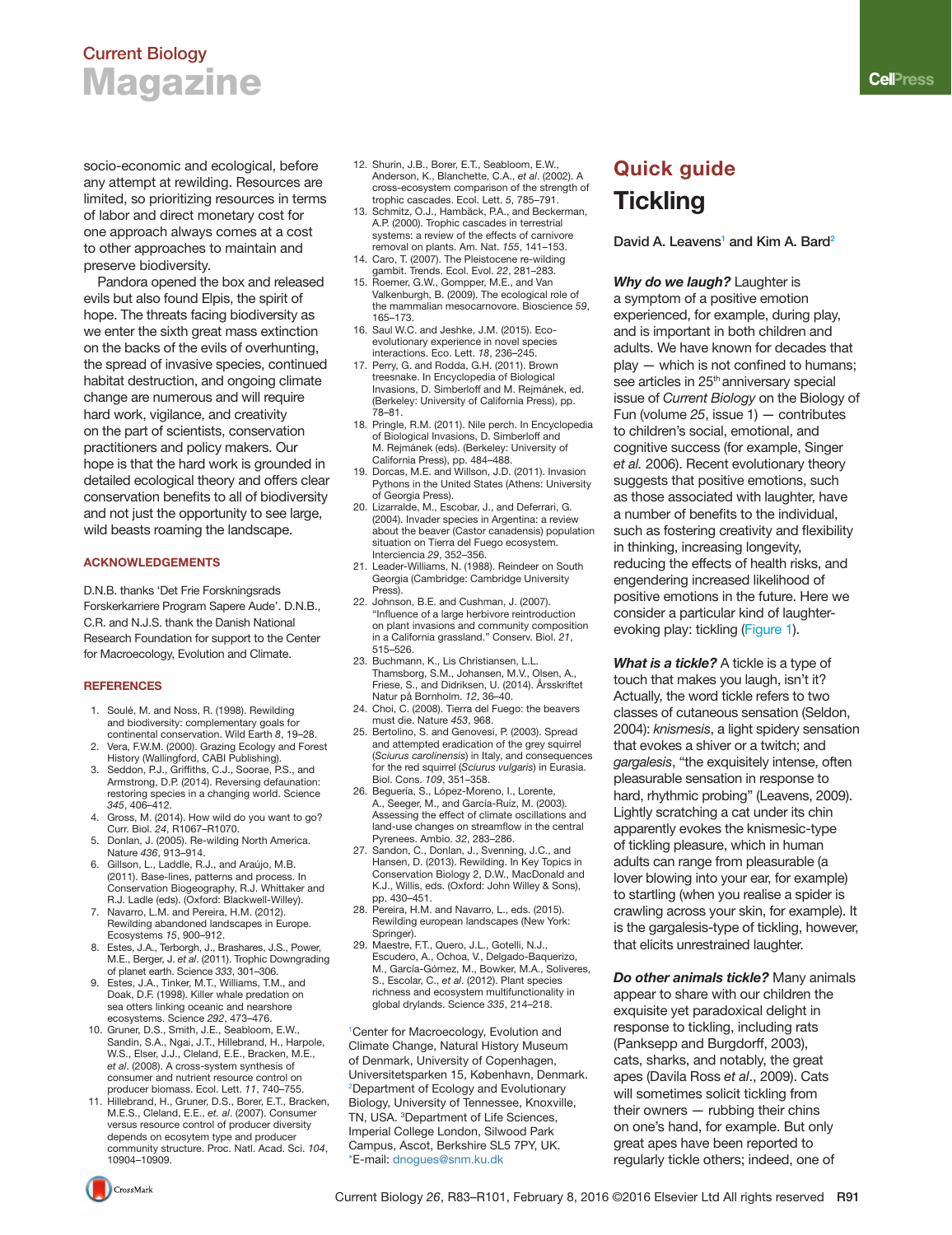socio-economic and ecological, before any attempt at rewilding. Resources are limited, so prioritizing resources in terms of labor and direct monetary cost for one approach always comes at a cost to other approaches to maintain and preserve biodiversity.

Pandora opened the box and released evils but also found Elpis, the spirit of hope. The threats facing biodiversity as we enter the sixth great mass extinction on the backs of the evils of overhunting, the spread of invasive species, continued habitat destruction, and ongoing climate change are numerous and will require hard work, vigilance, and creativity on the part of scientists, conservation practitioners and policy makers. Our hope is that the hard work is grounded in detailed ecological theory and offers clear conservation benefits to all of biodiversity and not just the opportunity to see large, wild beasts roaming the landscape.

## ACKNOWLEDGEMENTS

D.N.B. thanks 'Det Frie Forskningsrads Forskerkarriere Program Sapere Aude'. D.N.B., C.R. and N.J.S. thank the Danish National Research Foundation for support to the Center for Macroecology, Evolution and Climate.

## REFERENCES

1. Soulé, M. and Noss, R. (1998). Rewilding and biodiversity: complementary goals for continental conservation. Wild Earth *8*, 19–28.
2. Vera, F.W.M. (2000). Grazing Ecology and Forest History (Wallingford, CABI Publishing).
3. Seddon, P.J., Griffiths, C.J., Soorae, P.S., and Armstrong, D.P. (2014). Reversing defaunation: restoring species in a changing world. Science *345*, 406–412.
4. Gross, M. (2014). How wild do you want to go? Curr. Biol. *24*, R1067–R1070.
5. Donlan, J. (2005). Re-wilding North America. Nature *436*, 913–914.
6. Gillson, L., Laddle, R.J., and Araújo, M.B. (2011). Base-lines, patterns and process. In Conservation Biogeography, R.J. Whittaker and R.J. Ladle (eds). (Oxford: Blackwell-Willey).
7. Navarro, L.M. and Pereira, H.M. (2012). Rewilding abandoned landscapes in Europe. Ecosystems *15*, 900–912.
8. Estes, J.A., Terborgh, J., Brashares, J.S., Power, M.E., Berger, J. *et al*. (2011). Trophic Downgrading of planet earth. Science *333*, 301–306.
9. Estes, J.A., Tinker, M.T., Williams, T.M., and Doak, D.F. (1998). Killer whale predation on sea otters linking oceanic and nearshore ecosystems. Science *292*, 473–476.
10. Gruner, D.S., Smith, J.E., Seabloom, E.W., Sandin, S.A., Ngai, J.T., Hillebrand, H., Harpole, W.S., Elser, J.J., Cleland, E.E., Bracken, M.E., *et al*. (2008). A cross-system synthesis of consumer and nutrient resource control on producer biomass. Ecol. Lett. *11*, 740–755.
11. Hillebrand, H., Gruner, D.S., Borer, E.T., Bracken, M.E.S., Cleland, E.E., *et. al*. (2007). Consumer versus resource control of producer diversity depends on ecosystem type and producer community structure. Proc. Natl. Acad. Sci. *104*, 10904–10909.
12. Shurin, J.B., Borer, E.T., Seabloom, E.W., Anderson, K., Blanchette, C.A., *et al*. (2002). A cross-ecosystem comparison of the strength of trophic cascades. Ecol. Lett. *5*, 785–791.
13. Schmitz, O.J., Hambäck, P.A., and Beckerman, A.P. (2000). Trophic cascades in terrestrial systems: a review of the effects of carnivore removal on plants. Am. Nat. *155*, 141–153.
14. Caro, T. (2007). The Pleistocene re-wilding gambit. Trends. Ecol. Evol. *22*, 281–283.
15. Roemer, G.W., Gompper, M.E., and Van Valkenburgh, B. (2009). The ecological role of the mammalian mesocarnovore. Bioscience *59*, 165–173.
16. Saul W.C. and Jeschke, J.M. (2015). Eco-evolutionary experience in novel species interactions. Eco. Lett. *18*, 236–245.
17. Perry, G. and Rodda, G.H. (2011). Brown treesnake. In Encyclopedia of Biological Invasions, D. Simberloff and M. Rejmánek, ed. (Berkeley: University of California Press), pp. 78–81.
18. Pringle, R.M. (2011). Nile perch. In Encyclopedia of Biological Invasions, D. Simberloff and M. Rejmánek (eds). (Berkeley: University of California Press), pp. 484–488.
19. Dorcas, M.E. and Willson, J.D. (2011). Invasion Pythons in the United States (Athens: University of Georgia Press).
20. Lizarralde, M., Escobar, J., and Deferrari, G. (2004). Invader species in Argentina: a review about the beaver (Castor canadensis) population situation on Tierra del Fuego ecosystem. Interciencia *29*, 352–356.
21. Leader-Williams, N. (1988). Reindeer on South Georgia (Cambridge: Cambridge University Press).
22. Johnson, B.E. and Cushman, J. (2007). "Influence of a large herbivore reintroduction on plant invasions and community composition in a California grassland." Conserv. Biol. *21*, 515–526.
23. Buchmann, K., Lis Christiansen, L.L. Thamsborg, S.M., Johansen, M.V., Olsen, A., Friese, S., and Didriksen, U. (2014). Årsskriftet Natur på Bornholm. *12*, 36–40.
24. Choi, C. (2008). Tierra del Fuego: the beavers must die. Nature *453*, 968.
25. Bertolino, S. and Genovesi, P. (2003). Spread and attempted eradication of the grey squirrel (*Sciurus carolinensis*) in Italy, and consequences for the red squirrel (*Sciurus vulgaris*) in Eurasia. Biol. Cons. *109*, 351–358.
26. Beguería, S., López-Moreno, I., Lorente, A., Seeger, M., and García-Ruiz, M. (2003). Assessing the effect of climate oscillations and land-use changes on streamflow in the central Pyrenees. Ambio. *32*, 283–286.
27. Sandon, C., Donlan, J., Svenning, J.C., and Hansen, D. (2013). Rewilding. In Key Topics in Conservation Biology 2, D.W., MacDonald and K.J., Willis, eds. (Oxford: John Willey & Sons), pp. 430–451.
28. Pereira, H.M. and Navarro, L., eds. (2015). Rewilding european landscapes (New York: Springer).
29. Maestre, F.T., Quero, J.L., Gotelli, N.J., Escudero, A., Ochoa, V., Delgado-Baquerizo, M., García-Gómez, M., Bowker, M.A., Soliveres, S., Escolar, C., *et al*. (2012). Plant species richness and ecosystem multifunctionality in global drylands. Science *335*, 214–218.

[1]Center for Macroecology, Evolution and Climate Change, Natural History Museum of Denmark, University of Copenhagen, Universitetsparken 15, København, Denmark. [2]Department of Ecology and Evolutionary Biology, University of Tennessee, Knoxville, TN, USA. [3]Department of Life Sciences, Imperial College London, Silwood Park Campus, Ascot, Berkshire SL5 7PY, UK.
*E-mail: dnogues@snm.ku.dk

# Quick guide

## Tickling

David A. Leavens[1] and Kim A. Bard[2]

***Why do we laugh?*** Laughter is a symptom of a positive emotion experienced, for example, during play, and is important in both children and adults. We have known for decades that play — which is not confined to humans; see articles in 25th anniversary special issue of *Current Biology* on the Biology of Fun (volume *25*, issue 1) — contributes to children's social, emotional, and cognitive success (for example, Singer *et al.* 2006). Recent evolutionary theory suggests that positive emotions, such as those associated with laughter, have a number of benefits to the individual, such as fostering creativity and flexibility in thinking, increasing longevity, reducing the effects of health risks, and engendering increased likelihood of positive emotions in the future. Here we consider a particular kind of laughter-evoking play: tickling (Figure 1).

***What is a tickle?*** A tickle is a type of touch that makes you laugh, isn't it? Actually, the word tickle refers to two classes of cutaneous sensation (Seldon, 2004): *knismesis*, a light spidery sensation that evokes a shiver or a twitch; and *gargalesis*, "the exquisitely intense, often pleasurable sensation in response to hard, rhythmic probing" (Leavens, 2009). Lightly scratching a cat under its chin apparently evokes the knismesic-type of tickling pleasure, which in human adults can range from pleasurable (a lover blowing into your ear, for example) to startling (when you realise a spider is crawling across your skin, for example). It is the gargalesis-type of tickling, however, that elicits unrestrained laughter.

***Do other animals tickle?*** Many animals appear to share with our children the exquisite yet paradoxical delight in response to tickling, including rats (Panksepp and Burgdorff, 2003), cats, sharks, and notably, the great apes (Davila Ross *et al*., 2009). Cats will sometimes solicit tickling from their owners — rubbing their chins on one's hand, for example. But only great apes have been reported to regularly tickle others; indeed, one of